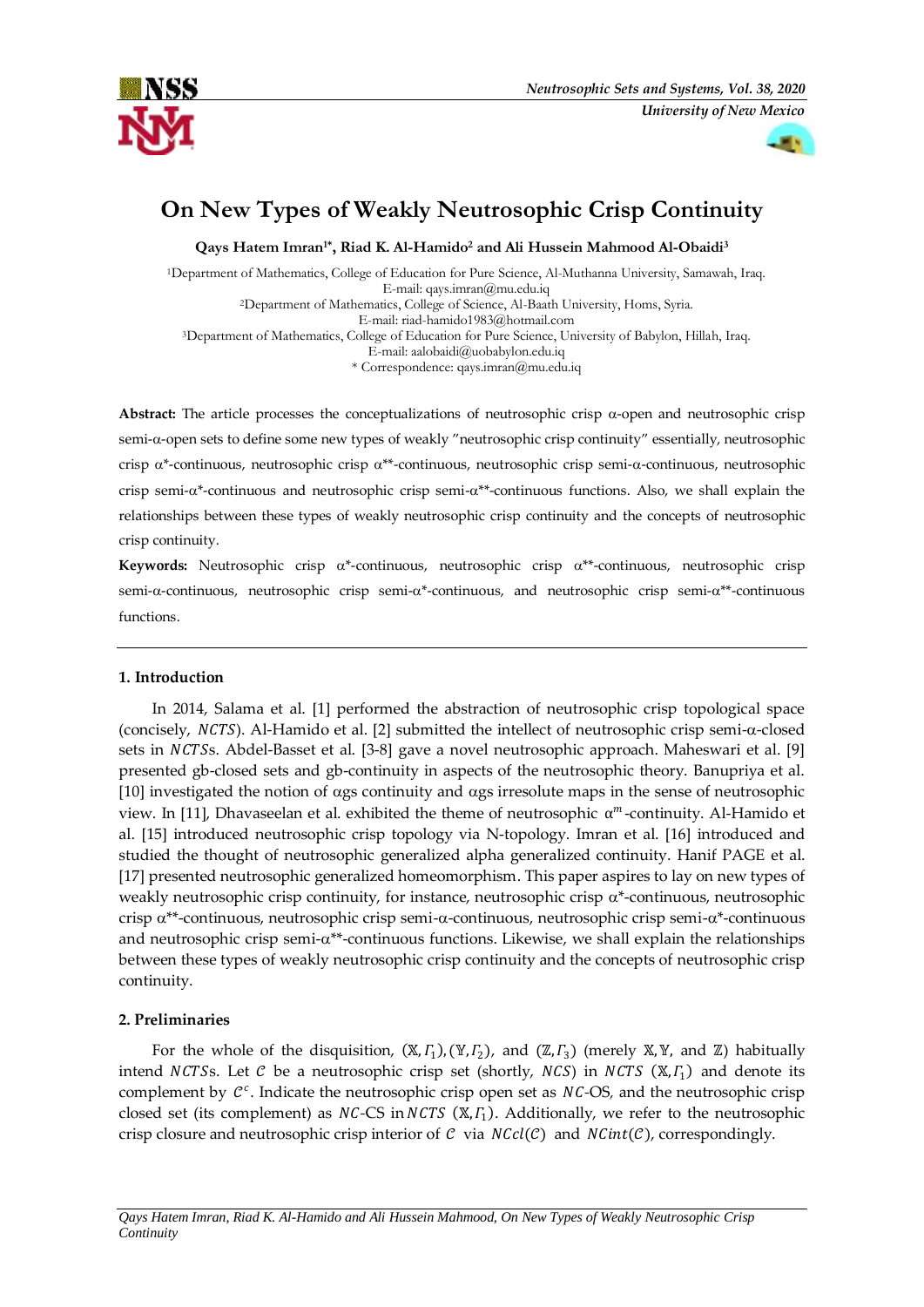# On New Types of Weakly Neutrosophic Crisp Continuity

**Qays Hatem Imran[1*], Riad K. Al-Hamido[2] and Ali Hussein Mahmood Al-Obaidi[3]**

[1]Department of Mathematics, College of Education for Pure Science, Al-Muthanna University, Samawah, Iraq.
E-mail: qays.imran@mu.edu.iq
[2]Department of Mathematics, College of Science, Al-Baath University, Homs, Syria.
E-mail: riad-hamido1983@hotmail.com
[3]Department of Mathematics, College of Education for Pure Science, University of Babylon, Hillah, Iraq.
E-mail: aalobaidi@uobabylon.edu.iq
* Correspondence: qays.imran@mu.edu.iq

**Abstract:** The article processes the conceptualizations of neutrosophic crisp α-open and neutrosophic crisp semi-α-open sets to define some new types of weakly "neutrosophic crisp continuity" essentially, neutrosophic crisp α*-continuous, neutrosophic crisp α**-continuous, neutrosophic crisp semi-α-continuous, neutrosophic crisp semi-α*-continuous and neutrosophic crisp semi-α**-continuous functions. Also, we shall explain the relationships between these types of weakly neutrosophic crisp continuity and the concepts of neutrosophic crisp continuity.

**Keywords:** Neutrosophic crisp α*-continuous, neutrosophic crisp α**-continuous, neutrosophic crisp semi-α-continuous, neutrosophic crisp semi-α*-continuous, and neutrosophic crisp semi-α**-continuous functions.

---

## 1. Introduction

In 2014, Salama et al. [1] performed the abstraction of neutrosophic crisp topological space (concisely, $NCTS$). Al-Hamido et al. [2] submitted the intellect of neutrosophic crisp semi-α-closed sets in $NCTS$s. Abdel-Basset et al. [3-8] gave a novel neutrosophic approach. Maheswari et al. [9] presented gb-closed sets and gb-continuity in aspects of the neutrosophic theory. Banupriya et al. [10] investigated the notion of αgs continuity and αgs irresolute maps in the sense of neutrosophic view. In [11], Dhavaseelan et al. exhibited the theme of neutrosophic $\alpha^{m}$-continuity. Al-Hamido et al. [15] introduced neutrosophic crisp topology via N-topology. Imran et al. [16] introduced and studied the thought of neutrosophic generalized alpha generalized continuity. Hanif PAGE et al. [17] presented neutrosophic generalized homeomorphism. This paper aspires to lay on new types of weakly neutrosophic crisp continuity, for instance, neutrosophic crisp α*-continuous, neutrosophic crisp α**-continuous, neutrosophic crisp semi-α-continuous, neutrosophic crisp semi-α*-continuous and neutrosophic crisp semi-α**-continuous functions. Likewise, we shall explain the relationships between these types of weakly neutrosophic crisp continuity and the concepts of neutrosophic crisp continuity.

## 2. Preliminaries

For the whole of the disquisition, $(\mathbb{X},\Gamma_1)$, $(\mathbb{Y},\Gamma_2)$, and $(\mathbb{Z},\Gamma_3)$ (merely $\mathbb{X}$, $\mathbb{Y}$, and $\mathbb{Z}$) habitually intend $NCTS$s. Let $\mathcal{C}$ be a neutrosophic crisp set (shortly, $NCS$) in $NCTS$ $(\mathbb{X},\Gamma_1)$ and denote its complement by $\mathcal{C}^c$. Indicate the neutrosophic crisp open set as $NC$-OS, and the neutrosophic crisp closed set (its complement) as $NC$-CS in $NCTS$ $(\mathbb{X},\Gamma_1)$. Additionally, we refer to the neutrosophic crisp closure and neutrosophic crisp interior of $\mathcal{C}$ via $NCcl(\mathcal{C})$ and $NCint(\mathcal{C})$, correspondingly.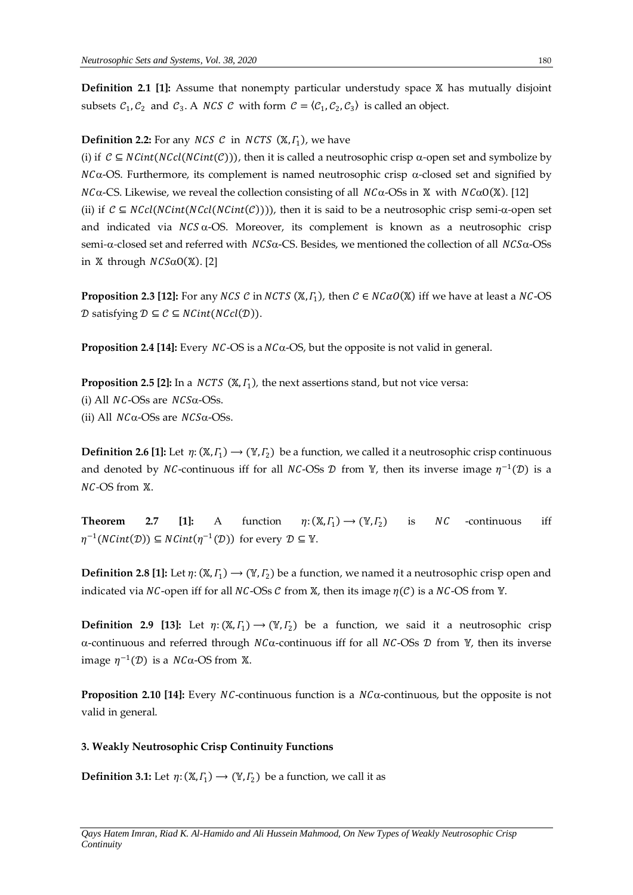**Definition 2.1 [1]:** Assume that nonempty particular understudy space $\mathbb{X}$ has mutually disjoint subsets $\mathcal{C}_1, \mathcal{C}_2$ and $\mathcal{C}_3$. A $NCS$ $\mathcal{C}$ with form $\mathcal{C} = \langle \mathcal{C}_1, \mathcal{C}_2, \mathcal{C}_3 \rangle$ is called an object.

**Definition 2.2:** For any $NCS$ $\mathcal{C}$ in $NCTS$ $(\mathbb{X}, \Gamma_1)$, we have

(i) if $\mathcal{C} \subseteq NCint(NCcl(NCint(\mathcal{C})))$, then it is called a neutrosophic crisp α-open set and symbolize by $NC$α-OS. Furthermore, its complement is named neutrosophic crisp α-closed set and signified by $NC$α-CS. Likewise, we reveal the collection consisting of all $NC$α-OSs in $\mathbb{X}$ with $NC\alpha O(\mathbb{X})$. [12]

(ii) if $\mathcal{C} \subseteq NCcl(NCint(NCcl(NCint(\mathcal{C}))))$, then it is said to be a neutrosophic crisp semi-α-open set and indicated via $NCS$α-OS. Moreover, its complement is known as a neutrosophic crisp semi-α-closed set and referred with $NCS$α-CS. Besides, we mentioned the collection of all $NCS$α-OSs in $\mathbb{X}$ through $NCS\alpha O(\mathbb{X})$. [2]

**Proposition 2.3 [12]:** For any $NCS$ $\mathcal{C}$ in $NCTS$ $(\mathbb{X}, \Gamma_1)$, then $\mathcal{C} \in NC\alpha O(\mathbb{X})$ iff we have at least a $NC$-OS $\mathcal{D}$ satisfying $\mathcal{D} \subseteq \mathcal{C} \subseteq NCint(NCcl(\mathcal{D}))$.

**Proposition 2.4 [14]:** Every $NC$-OS is a $NC$α-OS, but the opposite is not valid in general.

**Proposition 2.5 [2]:** In a $NCTS$ $(\mathbb{X}, \Gamma_1)$, the next assertions stand, but not vice versa:

(i) All $NC$-OSs are $NCS$α-OSs.

(ii) All $NC$α-OSs are $NCS$α-OSs.

**Definition 2.6 [1]:** Let $\eta: (\mathbb{X}, \Gamma_1) \longrightarrow (\mathbb{Y}, \Gamma_2)$ be a function, we called it a neutrosophic crisp continuous and denoted by $NC$-continuous iff for all $NC$-OSs $\mathcal{D}$ from $\mathbb{Y}$, then its inverse image $\eta^{-1}(\mathcal{D})$ is a $NC$-OS from $\mathbb{X}$.

**Theorem 2.7 [1]:** A function $\eta: (\mathbb{X}, \Gamma_1) \longrightarrow (\mathbb{Y}, \Gamma_2)$ is $NC$-continuous iff $\eta^{-1}(NCint(\mathcal{D})) \subseteq NCint(\eta^{-1}(\mathcal{D}))$ for every $\mathcal{D} \subseteq \mathbb{Y}$.

**Definition 2.8 [1]:** Let $\eta: (\mathbb{X}, \Gamma_1) \longrightarrow (\mathbb{Y}, \Gamma_2)$ be a function, we named it a neutrosophic crisp open and indicated via $NC$-open iff for all $NC$-OSs $\mathcal{C}$ from $\mathbb{X}$, then its image $\eta(\mathcal{C})$ is a $NC$-OS from $\mathbb{Y}$.

**Definition 2.9 [13]:** Let $\eta: (\mathbb{X}, \Gamma_1) \longrightarrow (\mathbb{Y}, \Gamma_2)$ be a function, we said it a neutrosophic crisp α-continuous and referred through $NC$α-continuous iff for all $NC$-OSs $\mathcal{D}$ from $\mathbb{Y}$, then its inverse image $\eta^{-1}(\mathcal{D})$ is a $NC$α-OS from $\mathbb{X}$.

**Proposition 2.10 [14]:** Every $NC$-continuous function is a $NC$α-continuous, but the opposite is not valid in general.

### 3. Weakly Neutrosophic Crisp Continuity Functions

**Definition 3.1:** Let $\eta: (\mathbb{X}, \Gamma_1) \longrightarrow (\mathbb{Y}, \Gamma_2)$ be a function, we call it as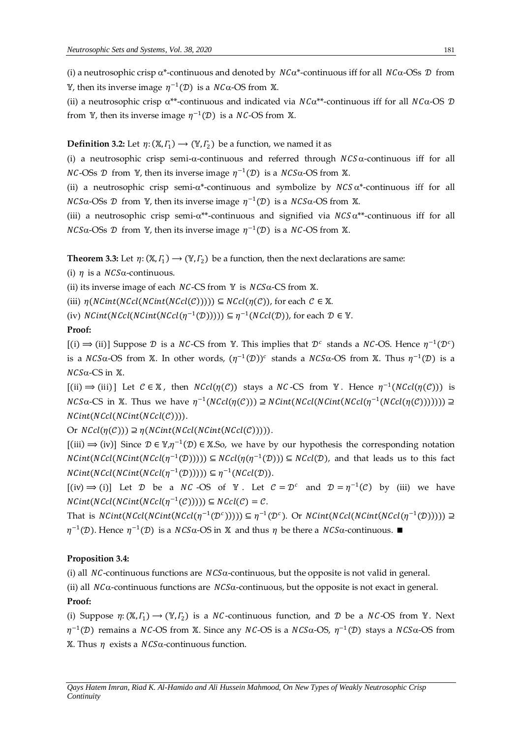(i) a neutrosophic crisp α*-continuous and denoted by $NC\alpha$*-continuous iff for all $NC\alpha$-OSs $\mathcal{D}$ from $\mathbb{Y}$, then its inverse image $\eta^{-1}(\mathcal{D})$ is a $NC\alpha$-OS from $\mathbb{X}$.

(ii) a neutrosophic crisp α**-continuous and indicated via $NC\alpha$**-continuous iff for all $NC\alpha$-OS $\mathcal{D}$ from $\mathbb{Y}$, then its inverse image $\eta^{-1}(\mathcal{D})$ is a $NC$-OS from $\mathbb{X}$.

**Definition 3.2:** Let $\eta: (\mathbb{X}, \Gamma_1) \longrightarrow (\mathbb{Y}, \Gamma_2)$ be a function, we named it as

(i) a neutrosophic crisp semi-α-continuous and referred through $NCS\alpha$-continuous iff for all $NC$-OSs $\mathcal{D}$ from $\mathbb{Y}$, then its inverse image $\eta^{-1}(\mathcal{D})$ is a $NCS\alpha$-OS from $\mathbb{X}$.

(ii) a neutrosophic crisp semi-α*-continuous and symbolize by $NCS\alpha$*-continuous iff for all $NCS\alpha$-OSs $\mathcal{D}$ from $\mathbb{Y}$, then its inverse image $\eta^{-1}(\mathcal{D})$ is a $NCS\alpha$-OS from $\mathbb{X}$.

(iii) a neutrosophic crisp semi-α**-continuous and signified via $NCS\alpha$**-continuous iff for all $NCS\alpha$-OSs $\mathcal{D}$ from $\mathbb{Y}$, then its inverse image $\eta^{-1}(\mathcal{D})$ is a $NC$-OS from $\mathbb{X}$.

**Theorem 3.3:** Let $\eta: (\mathbb{X}, \Gamma_1) \longrightarrow (\mathbb{Y}, \Gamma_2)$ be a function, then the next declarations are same:

(i) $\eta$ is a $NCS\alpha$-continuous.

(ii) its inverse image of each $NC$-CS from $\mathbb{Y}$ is $NCS\alpha$-CS from $\mathbb{X}$.

(iii) $\eta(NCint(NCcl(NCint(NCcl(\mathcal{C}))))) \subseteq NCcl(\eta(\mathcal{C}))$, for each $\mathcal{C} \in \mathbb{X}$.

(iv) $NCint(NCcl(NCint(NCcl(\eta^{-1}(\mathcal{D}))))) \subseteq \eta^{-1}(NCcl(\mathcal{D}))$, for each $\mathcal{D} \in \mathbb{Y}$.

**Proof:**

[(i) $\Longrightarrow$ (ii)] Suppose $\mathcal{D}$ is a $NC$-CS from $\mathbb{Y}$. This implies that $\mathcal{D}^c$ stands a $NC$-OS. Hence $\eta^{-1}(\mathcal{D}^c)$ is a $NCS\alpha$-OS from $\mathbb{X}$. In other words, $(\eta^{-1}(\mathcal{D}))^c$ stands a $NCS\alpha$-OS from $\mathbb{X}$. Thus $\eta^{-1}(\mathcal{D})$ is a $NCS\alpha$-CS in $\mathbb{X}$.

[(ii) $\Longrightarrow$ (iii)] Let $\mathcal{C} \in \mathbb{X}$, then $NCcl(\eta(\mathcal{C}))$ stays a $NC$-CS from $\mathbb{Y}$. Hence $\eta^{-1}(NCcl(\eta(\mathcal{C})))$ is $NCS\alpha$-CS in $\mathbb{X}$. Thus we have $\eta^{-1}(NCcl(\eta(\mathcal{C}))) \supseteq NCint(NCcl(NCint(NCcl(\eta^{-1}(NCcl(\eta(\mathcal{C}))))))) \supseteq NCint(NCcl(NCint(NCcl(\mathcal{C}))))$.

Or $NCcl(\eta(\mathcal{C}))) \supseteq \eta(NCint(NCcl(NCint(NCcl(\mathcal{C})))))$.

[(iii) $\Longrightarrow$ (iv)] Since $\mathcal{D} \in \mathbb{Y}, \eta^{-1}(\mathcal{D}) \in \mathbb{X}$.So, we have by our hypothesis the corresponding notation $NCint(NCcl(NCint(NCcl(\eta^{-1}(\mathcal{D}))))) \subseteq NCcl(\eta(\eta^{-1}(\mathcal{D}))) \subseteq NCcl(\mathcal{D})$, and that leads us to this fact $NCint(NCcl(NCint(NCcl(\eta^{-1}(\mathcal{D}))))) \subseteq \eta^{-1}(NCcl(\mathcal{D}))$.

[(iv) $\Longrightarrow$ (i)] Let $\mathcal{D}$ be a $NC$-OS of $\mathbb{Y}$. Let $\mathcal{C} = \mathcal{D}^c$ and $\mathcal{D} = \eta^{-1}(\mathcal{C})$ by (iii) we have $NCint(NCcl(NCint(NCcl(\eta^{-1}(\mathcal{C}))))) \subseteq NCcl(\mathcal{C}) = \mathcal{C}$.

That is $NCint(NCcl(NCint(NCcl(\eta^{-1}(\mathcal{D}^c))))) \subseteq \eta^{-1}(\mathcal{D}^c)$. Or $NCint(NCcl(NCint(NCcl(\eta^{-1}(\mathcal{D}))))) \supseteq \eta^{-1}(\mathcal{D})$. Hence $\eta^{-1}(\mathcal{D})$ is a $NCS\alpha$-OS in $\mathbb{X}$ and thus $\eta$ be there a $NCS\alpha$-continuous. ■

**Proposition 3.4:**

(i) all $NC$-continuous functions are $NCS\alpha$-continuous, but the opposite is not valid in general.

(ii) all $NC\alpha$-continuous functions are $NCS\alpha$-continuous, but the opposite is not exact in general.

**Proof:**

(i) Suppose $\eta: (\mathbb{X}, \Gamma_1) \longrightarrow (\mathbb{Y}, \Gamma_2)$ is a $NC$-continuous function, and $\mathcal{D}$ be a $NC$-OS from $\mathbb{Y}$. Next $\eta^{-1}(\mathcal{D})$ remains a $NC$-OS from $\mathbb{X}$. Since any $NC$-OS is a $NCS\alpha$-OS, $\eta^{-1}(\mathcal{D})$ stays a $NCS\alpha$-OS from $\mathbb{X}$. Thus $\eta$ exists a $NCS\alpha$-continuous function.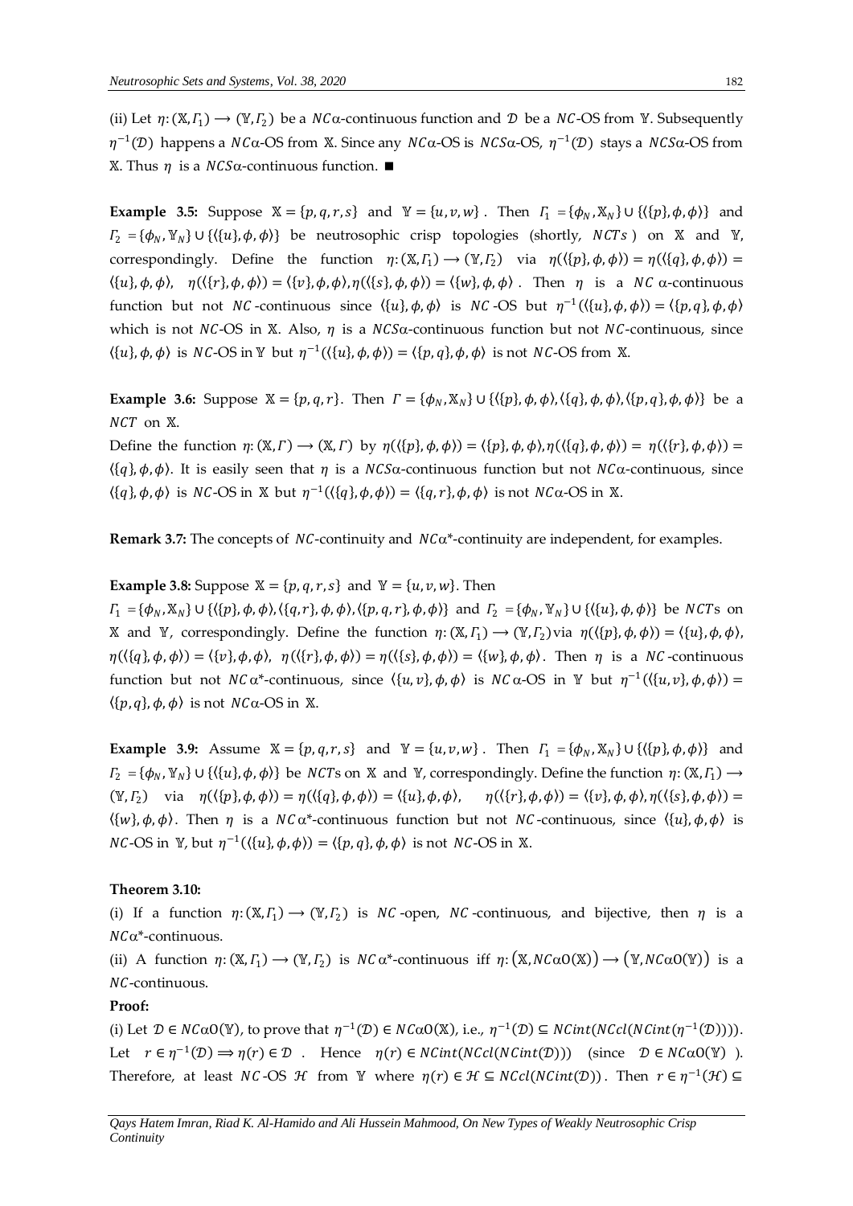(ii) Let $\eta: (\mathbb{X}, \Gamma_1) \longrightarrow (\mathbb{Y}, \Gamma_2)$ be a $NC\alpha$-continuous function and $\mathcal{D}$ be a $NC$-OS from $\mathbb{Y}$. Subsequently $\eta^{-1}(\mathcal{D})$ happens a $NC\alpha$-OS from $\mathbb{X}$. Since any $NC\alpha$-OS is $NCS\alpha$-OS, $\eta^{-1}(\mathcal{D})$ stays a $NCS\alpha$-OS from $\mathbb{X}$. Thus $\eta$ is a $NCS\alpha$-continuous function. ■

**Example 3.5:** Suppose $\mathbb{X} = \{p, q, r, s\}$ and $\mathbb{Y} = \{u, v, w\}$. Then $\Gamma_1 = \{\phi_N, \mathbb{X}_N\} \cup \{\langle\{p\}, \phi, \phi\rangle\}$ and $\Gamma_2 = \{\phi_N, \mathbb{Y}_N\} \cup \{\langle\{u\}, \phi, \phi\rangle\}$ be neutrosophic crisp topologies (shortly, $NCTs$) on $\mathbb{X}$ and $\mathbb{Y}$, correspondingly. Define the function $\eta: (\mathbb{X}, \Gamma_1) \longrightarrow (\mathbb{Y}, \Gamma_2)$ via $\eta(\langle\{p\}, \phi, \phi\rangle) = \eta(\langle\{q\}, \phi, \phi\rangle) = \langle\{u\}, \phi, \phi\rangle$, $\eta(\langle\{r\}, \phi, \phi\rangle) = \langle\{v\}, \phi, \phi\rangle, \eta(\langle\{s\}, \phi, \phi\rangle) = \langle\{w\}, \phi, \phi\rangle$. Then $\eta$ is a $NC$ $\alpha$-continuous function but not $NC$-continuous since $\langle\{u\}, \phi, \phi\rangle$ is $NC$-OS but $\eta^{-1}(\langle\{u\}, \phi, \phi\rangle) = \langle\{p, q\}, \phi, \phi\rangle$ which is not $NC$-OS in $\mathbb{X}$. Also, $\eta$ is a $NCS\alpha$-continuous function but not $NC$-continuous, since $\langle\{u\}, \phi, \phi\rangle$ is $NC$-OS in $\mathbb{Y}$ but $\eta^{-1}(\langle\{u\}, \phi, \phi\rangle) = \langle\{p, q\}, \phi, \phi\rangle$ is not $NC$-OS from $\mathbb{X}$.

**Example 3.6:** Suppose $\mathbb{X} = \{p, q, r\}$. Then $\Gamma = \{\phi_N, \mathbb{X}_N\} \cup \{\langle\{p\}, \phi, \phi\rangle, \langle\{q\}, \phi, \phi\rangle, \langle\{p, q\}, \phi, \phi\rangle\}$ be a $NCT$ on $\mathbb{X}$.

Define the function $\eta: (\mathbb{X}, \Gamma) \longrightarrow (\mathbb{X}, \Gamma)$ by $\eta(\langle\{p\}, \phi, \phi\rangle) = \langle\{p\}, \phi, \phi\rangle, \eta(\langle\{q\}, \phi, \phi\rangle) = \eta(\langle\{r\}, \phi, \phi\rangle) = \langle\{q\}, \phi, \phi\rangle$. It is easily seen that $\eta$ is a $NCS\alpha$-continuous function but not $NC\alpha$-continuous, since $\langle\{q\}, \phi, \phi\rangle$ is $NC$-OS in $\mathbb{X}$ but $\eta^{-1}(\langle\{q\}, \phi, \phi\rangle) = \langle\{q, r\}, \phi, \phi\rangle$ is not $NC\alpha$-OS in $\mathbb{X}$.

**Remark 3.7:** The concepts of $NC$-continuity and $NC\alpha$*-continuity are independent, for examples.

**Example 3.8:** Suppose $\mathbb{X} = \{p, q, r, s\}$ and $\mathbb{Y} = \{u, v, w\}$. Then

$\Gamma_1 = \{\phi_N, \mathbb{X}_N\} \cup \{\langle\{p\}, \phi, \phi\rangle, \langle\{q, r\}, \phi, \phi\rangle, \langle\{p, q, r\}, \phi, \phi\rangle\}$ and $\Gamma_2 = \{\phi_N, \mathbb{Y}_N\} \cup \{\langle\{u\}, \phi, \phi\rangle\}$ be $NCT$s on $\mathbb{X}$ and $\mathbb{Y}$, correspondingly. Define the function $\eta: (\mathbb{X}, \Gamma_1) \longrightarrow (\mathbb{Y}, \Gamma_2)$ via $\eta(\langle\{p\}, \phi, \phi\rangle) = \langle\{u\}, \phi, \phi\rangle$, $\eta(\langle\{q\}, \phi, \phi\rangle) = \langle\{v\}, \phi, \phi\rangle$, $\eta(\langle\{r\}, \phi, \phi\rangle) = \eta(\langle\{s\}, \phi, \phi\rangle) = \langle\{w\}, \phi, \phi\rangle$. Then $\eta$ is a $NC$-continuous function but not $NC\alpha$*-continuous, since $\langle\{u, v\}, \phi, \phi\rangle$ is $NC\alpha$-OS in $\mathbb{Y}$ but $\eta^{-1}(\langle\{u, v\}, \phi, \phi\rangle) = \langle\{p, q\}, \phi, \phi\rangle$ is not $NC\alpha$-OS in $\mathbb{X}$.

**Example 3.9:** Assume $\mathbb{X} = \{p, q, r, s\}$ and $\mathbb{Y} = \{u, v, w\}$. Then $\Gamma_1 = \{\phi_N, \mathbb{X}_N\} \cup \{\langle\{p\}, \phi, \phi\rangle\}$ and $\Gamma_2 = \{\phi_N, \mathbb{Y}_N\} \cup \{\langle\{u\}, \phi, \phi\rangle\}$ be $NCT$s on $\mathbb{X}$ and $\mathbb{Y}$, correspondingly. Define the function $\eta: (\mathbb{X}, \Gamma_1) \longrightarrow (\mathbb{Y}, \Gamma_2)$ via $\eta(\langle\{p\}, \phi, \phi\rangle) = \eta(\langle\{q\}, \phi, \phi\rangle) = \langle\{u\}, \phi, \phi\rangle$, $\eta(\langle\{r\}, \phi, \phi\rangle) = \langle\{v\}, \phi, \phi\rangle, \eta(\langle\{s\}, \phi, \phi\rangle) = \langle\{w\}, \phi, \phi\rangle$. Then $\eta$ is a $NC\alpha$*-continuous function but not $NC$-continuous, since $\langle\{u\}, \phi, \phi\rangle$ is $NC$-OS in $\mathbb{Y}$, but $\eta^{-1}(\langle\{u\}, \phi, \phi\rangle) = \langle\{p, q\}, \phi, \phi\rangle$ is not $NC$-OS in $\mathbb{X}$.

**Theorem 3.10:**

(i) If a function $\eta: (\mathbb{X}, \Gamma_1) \longrightarrow (\mathbb{Y}, \Gamma_2)$ is $NC$-open, $NC$-continuous, and bijective, then $\eta$ is a $NC\alpha$*-continuous.

(ii) A function $\eta: (\mathbb{X}, \Gamma_1) \longrightarrow (\mathbb{Y}, \Gamma_2)$ is $NC\alpha$*-continuous iff $\eta: (\mathbb{X}, NC\alpha O(\mathbb{X})) \longrightarrow (\mathbb{Y}, NC\alpha O(\mathbb{Y}))$ is a $NC$-continuous.

**Proof:**

(i) Let $\mathcal{D} \in NC\alpha O(\mathbb{Y})$, to prove that $\eta^{-1}(\mathcal{D}) \in NC\alpha O(\mathbb{X})$, i.e., $\eta^{-1}(\mathcal{D}) \subseteq NCint(NCcl(NCint(\eta^{-1}(\mathcal{D}))))$. Let $r \in \eta^{-1}(\mathcal{D}) \Longrightarrow \eta(r) \in \mathcal{D}$. Hence $\eta(r) \in NCint(NCcl(NCint(\mathcal{D})))$ (since $\mathcal{D} \in NC\alpha O(\mathbb{Y})$). Therefore, at least $NC$-OS $\mathcal{H}$ from $\mathbb{Y}$ where $\eta(r) \in \mathcal{H} \subseteq NCcl(NCint(\mathcal{D}))$. Then $r \in \eta^{-1}(\mathcal{H}) \subseteq$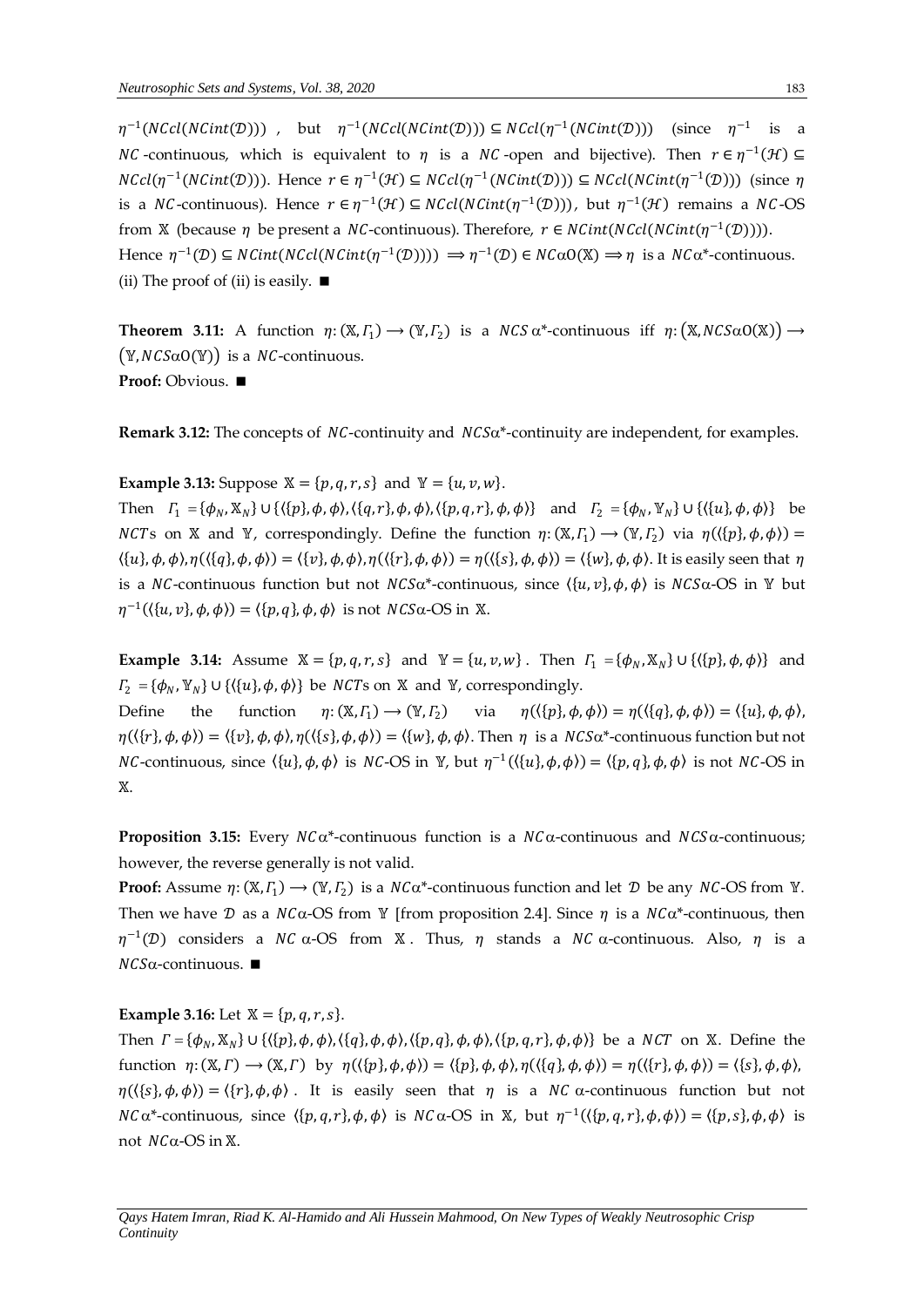$\eta^{-1}(NCcl(NCint(\mathcal{D})))$ , but $\eta^{-1}(NCcl(NCint(\mathcal{D}))) \subseteq NCcl(\eta^{-1}(NCint(\mathcal{D})))$ (since $\eta^{-1}$ is a $NC$-continuous, which is equivalent to $\eta$ is a $NC$-open and bijective). Then $r \in \eta^{-1}(\mathcal{H}) \subseteq NCcl(\eta^{-1}(NCint(\mathcal{D})))$. Hence $r \in \eta^{-1}(\mathcal{H}) \subseteq NCcl(\eta^{-1}(NCint(\mathcal{D}))) \subseteq NCcl(NCint(\eta^{-1}(\mathcal{D})))$ (since $\eta$ is a $NC$-continuous). Hence $r \in \eta^{-1}(\mathcal{H}) \subseteq NCcl(NCint(\eta^{-1}(\mathcal{D})))$, but $\eta^{-1}(\mathcal{H})$ remains a $NC$-OS from $\mathbb{X}$ (because $\eta$ be present a $NC$-continuous). Therefore, $r \in NCint(NCcl(NCint(\eta^{-1}(\mathcal{D}))))$.
Hence $\eta^{-1}(\mathcal{D}) \subseteq NCint(NCcl(NCint(\eta^{-1}(\mathcal{D})))) \Longrightarrow \eta^{-1}(\mathcal{D}) \in NC\alpha O(\mathbb{X}) \Longrightarrow \eta$ is a $NC\alpha^*$-continuous.
(ii) The proof of (ii) is easily. ■

**Theorem 3.11:** A function $\eta: (\mathbb{X}, \Gamma_1) \longrightarrow (\mathbb{Y}, \Gamma_2)$ is a $NCS\,\alpha^*$-continuous iff $\eta: (\mathbb{X}, NCS\alpha O(\mathbb{X})) \longrightarrow (\mathbb{Y}, NCS\alpha O(\mathbb{Y}))$ is a $NC$-continuous.
**Proof:** Obvious. ■

**Remark 3.12:** The concepts of $NC$-continuity and $NCS\alpha^*$-continuity are independent, for examples.

**Example 3.13:** Suppose $\mathbb{X} = \{p, q, r, s\}$ and $\mathbb{Y} = \{u, v, w\}$.
Then $\Gamma_1 = \{\phi_N, \mathbb{X}_N\} \cup \{\langle\{p\}, \phi, \phi\rangle, \langle\{q, r\}, \phi, \phi\rangle, \langle\{p, q, r\}, \phi, \phi\rangle\}$ and $\Gamma_2 = \{\phi_N, \mathbb{Y}_N\} \cup \{\langle\{u\}, \phi, \phi\rangle\}$ be $NCT$s on $\mathbb{X}$ and $\mathbb{Y}$, correspondingly. Define the function $\eta: (\mathbb{X}, \Gamma_1) \longrightarrow (\mathbb{Y}, \Gamma_2)$ via $\eta(\langle\{p\}, \phi, \phi\rangle) = \langle\{u\}, \phi, \phi\rangle, \eta(\langle\{q\}, \phi, \phi\rangle) = \langle\{v\}, \phi, \phi\rangle, \eta(\langle\{r\}, \phi, \phi\rangle) = \eta(\langle\{s\}, \phi, \phi\rangle) = \langle\{w\}, \phi, \phi\rangle$. It is easily seen that $\eta$ is a $NC$-continuous function but not $NCS\alpha^*$-continuous, since $\langle\{u, v\}, \phi, \phi\rangle$ is $NCS\alpha$-OS in $\mathbb{Y}$ but $\eta^{-1}(\langle\{u, v\}, \phi, \phi\rangle) = \langle\{p, q\}, \phi, \phi\rangle$ is not $NCS\alpha$-OS in $\mathbb{X}$.

**Example 3.14:** Assume $\mathbb{X} = \{p, q, r, s\}$ and $\mathbb{Y} = \{u, v, w\}$. Then $\Gamma_1 = \{\phi_N, \mathbb{X}_N\} \cup \{\langle\{p\}, \phi, \phi\rangle\}$ and $\Gamma_2 = \{\phi_N, \mathbb{Y}_N\} \cup \{\langle\{u\}, \phi, \phi\rangle\}$ be $NCT$s on $\mathbb{X}$ and $\mathbb{Y}$, correspondingly.
Define the function $\eta: (\mathbb{X}, \Gamma_1) \longrightarrow (\mathbb{Y}, \Gamma_2)$ via $\eta(\langle\{p\}, \phi, \phi\rangle) = \eta(\langle\{q\}, \phi, \phi\rangle) = \langle\{u\}, \phi, \phi\rangle$, $\eta(\langle\{r\}, \phi, \phi\rangle) = \langle\{v\}, \phi, \phi\rangle, \eta(\langle\{s\}, \phi, \phi\rangle) = \langle\{w\}, \phi, \phi\rangle$. Then $\eta$ is a $NCS\alpha^*$-continuous function but not $NC$-continuous, since $\langle\{u\}, \phi, \phi\rangle$ is $NC$-OS in $\mathbb{Y}$, but $\eta^{-1}(\langle\{u\}, \phi, \phi\rangle) = \langle\{p, q\}, \phi, \phi\rangle$ is not $NC$-OS in $\mathbb{X}$.

**Proposition 3.15:** Every $NC\alpha^*$-continuous function is a $NC\alpha$-continuous and $NCS\alpha$-continuous; however, the reverse generally is not valid.
**Proof:** Assume $\eta: (\mathbb{X}, \Gamma_1) \longrightarrow (\mathbb{Y}, \Gamma_2)$ is a $NC\alpha^*$-continuous function and let $\mathcal{D}$ be any $NC$-OS from $\mathbb{Y}$. Then we have $\mathcal{D}$ as a $NC\alpha$-OS from $\mathbb{Y}$ [from proposition 2.4]. Since $\eta$ is a $NC\alpha^*$-continuous, then $\eta^{-1}(\mathcal{D})$ considers a $NC\,\alpha$-OS from $\mathbb{X}$. Thus, $\eta$ stands a $NC\,\alpha$-continuous. Also, $\eta$ is a $NCS\alpha$-continuous. ■

**Example 3.16:** Let $\mathbb{X} = \{p, q, r, s\}$.
Then $\Gamma = \{\phi_N, \mathbb{X}_N\} \cup \{\langle\{p\}, \phi, \phi\rangle, \langle\{q\}, \phi, \phi\rangle, \langle\{p, q\}, \phi, \phi\rangle, \langle\{p, q, r\}, \phi, \phi\rangle\}$ be a $NCT$ on $\mathbb{X}$. Define the function $\eta: (\mathbb{X}, \Gamma) \longrightarrow (\mathbb{X}, \Gamma)$ by $\eta(\langle\{p\}, \phi, \phi\rangle) = \langle\{p\}, \phi, \phi\rangle, \eta(\langle\{q\}, \phi, \phi\rangle) = \eta(\langle\{r\}, \phi, \phi\rangle) = \langle\{s\}, \phi, \phi\rangle$, $\eta(\langle\{s\}, \phi, \phi\rangle) = \langle\{r\}, \phi, \phi\rangle$. It is easily seen that $\eta$ is a $NC\,\alpha$-continuous function but not $NC\alpha^*$-continuous, since $\langle\{p, q, r\}, \phi, \phi\rangle$ is $NC\alpha$-OS in $\mathbb{X}$, but $\eta^{-1}(\langle\{p, q, r\}, \phi, \phi\rangle) = \langle\{p, s\}, \phi, \phi\rangle$ is not $NC\alpha$-OS in $\mathbb{X}$.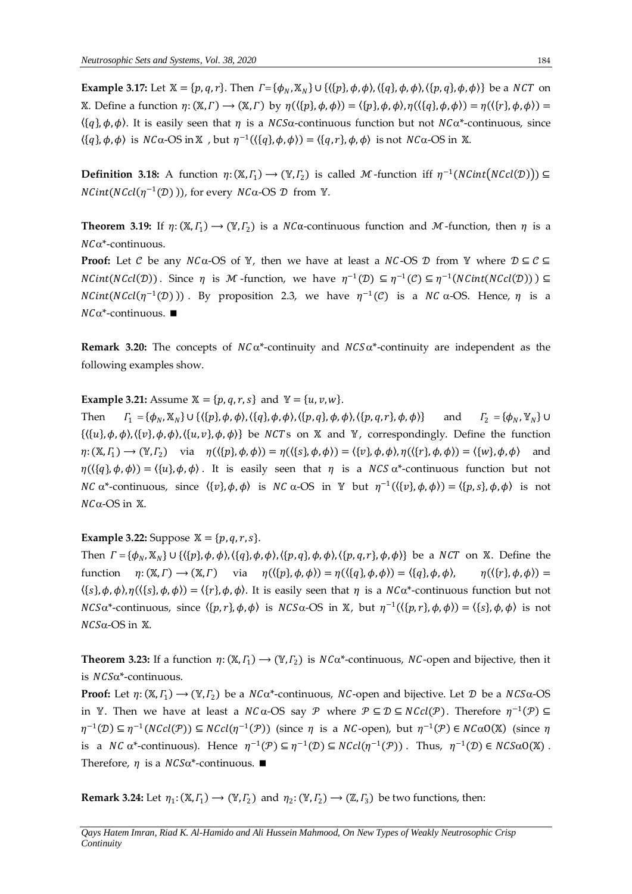**Example 3.17:** Let $\mathbb{X} = \{p, q, r\}$. Then $\Gamma = \{\phi_N, \mathbb{X}_N\} \cup \{\langle\{p\}, \phi, \phi\rangle, \langle\{q\}, \phi, \phi\rangle, \langle\{p, q\}, \phi, \phi\rangle\}$ be a $NCT$ on $\mathbb{X}$. Define a function $\eta: (\mathbb{X}, \Gamma) \longrightarrow (\mathbb{X}, \Gamma)$ by $\eta(\langle\{p\}, \phi, \phi\rangle) = \langle\{p\}, \phi, \phi\rangle, \eta(\langle\{q\}, \phi, \phi\rangle) = \eta(\langle\{r\}, \phi, \phi\rangle) = \langle\{q\}, \phi, \phi\rangle$. It is easily seen that $\eta$ is a $NCS\alpha$-continuous function but not $NC\alpha$\*-continuous, since $\langle\{q\}, \phi, \phi\rangle$ is $NC\alpha$-OS in $\mathbb{X}$, but $\eta^{-1}(\langle\{q\}, \phi, \phi\rangle) = \langle\{q, r\}, \phi, \phi\rangle$ is not $NC\alpha$-OS in $\mathbb{X}$.

**Definition 3.18:** A function $\eta: (\mathbb{X}, \Gamma_1) \longrightarrow (\mathbb{Y}, \Gamma_2)$ is called $\mathcal{M}$-function iff $\eta^{-1}(NCint(NCcl(\mathcal{D}))) \subseteq NCint(NCcl(\eta^{-1}(\mathcal{D})))$, for every $NC\alpha$-OS $\mathcal{D}$ from $\mathbb{Y}$.

**Theorem 3.19:** If $\eta: (\mathbb{X}, \Gamma_1) \longrightarrow (\mathbb{Y}, \Gamma_2)$ is a $NC\alpha$-continuous function and $\mathcal{M}$-function, then $\eta$ is a $NC\alpha$\*-continuous.

**Proof:** Let $\mathcal{C}$ be any $NC\alpha$-OS of $\mathbb{Y}$, then we have at least a $NC$-OS $\mathcal{D}$ from $\mathbb{Y}$ where $\mathcal{D} \subseteq \mathcal{C} \subseteq NCint(NCcl(\mathcal{D}))$. Since $\eta$ is $\mathcal{M}$-function, we have $\eta^{-1}(\mathcal{D}) \subseteq \eta^{-1}(\mathcal{C}) \subseteq \eta^{-1}(NCint(NCcl(\mathcal{D}))) \subseteq NCint(NCcl(\eta^{-1}(\mathcal{D})))$. By proposition 2.3, we have $\eta^{-1}(\mathcal{C})$ is a $NC$ $\alpha$-OS. Hence, $\eta$ is a $NC\alpha$\*-continuous. ■

**Remark 3.20:** The concepts of $NC\alpha$\*-continuity and $NCS\alpha$\*-continuity are independent as the following examples show.

**Example 3.21:** Assume $\mathbb{X} = \{p, q, r, s\}$ and $\mathbb{Y} = \{u, v, w\}$.

Then $\Gamma_1 = \{\phi_N, \mathbb{X}_N\} \cup \{\langle\{p\}, \phi, \phi\rangle, \langle\{q\}, \phi, \phi\rangle, \langle\{p, q\}, \phi, \phi\rangle, \langle\{p, q, r\}, \phi, \phi\rangle\}$ and $\Gamma_2 = \{\phi_N, \mathbb{Y}_N\} \cup \{\langle\{u\}, \phi, \phi\rangle, \langle\{v\}, \phi, \phi\rangle, \langle\{u, v\}, \phi, \phi\rangle\}$ be $NCT$s on $\mathbb{X}$ and $\mathbb{Y}$, correspondingly. Define the function $\eta: (\mathbb{X}, \Gamma_1) \longrightarrow (\mathbb{Y}, \Gamma_2)$ via $\eta(\langle\{p\}, \phi, \phi\rangle) = \eta(\langle\{s\}, \phi, \phi\rangle) = \langle\{v\}, \phi, \phi\rangle, \eta(\langle\{r\}, \phi, \phi\rangle) = \langle\{w\}, \phi, \phi\rangle$ and $\eta(\langle\{q\}, \phi, \phi\rangle) = \langle\{u\}, \phi, \phi\rangle$. It is easily seen that $\eta$ is a $NCS\alpha$\*-continuous function but not $NC$ $\alpha$\*-continuous, since $\langle\{v\}, \phi, \phi\rangle$ is $NC$ $\alpha$-OS in $\mathbb{Y}$ but $\eta^{-1}(\langle\{v\}, \phi, \phi\rangle) = \langle\{p, s\}, \phi, \phi\rangle$ is not $NC\alpha$-OS in $\mathbb{X}$.

**Example 3.22:** Suppose $\mathbb{X} = \{p, q, r, s\}$.

Then $\Gamma = \{\phi_N, \mathbb{X}_N\} \cup \{\langle\{p\}, \phi, \phi\rangle, \langle\{q\}, \phi, \phi\rangle, \langle\{p, q\}, \phi, \phi\rangle, \langle\{p, q, r\}, \phi, \phi\rangle\}$ be a $NCT$ on $\mathbb{X}$. Define the function $\eta: (\mathbb{X}, \Gamma) \longrightarrow (\mathbb{X}, \Gamma)$ via $\eta(\langle\{p\}, \phi, \phi\rangle) = \eta(\langle\{q\}, \phi, \phi\rangle) = \langle\{q\}, \phi, \phi\rangle$, $\eta(\langle\{r\}, \phi, \phi\rangle) = \langle\{s\}, \phi, \phi\rangle, \eta(\langle\{s\}, \phi, \phi\rangle) = \langle\{r\}, \phi, \phi\rangle$. It is easily seen that $\eta$ is a $NC\alpha$\*-continuous function but not $NCS\alpha$\*-continuous, since $\langle\{p, r\}, \phi, \phi\rangle$ is $NCS\alpha$-OS in $\mathbb{X}$, but $\eta^{-1}(\langle\{p, r\}, \phi, \phi\rangle) = \langle\{s\}, \phi, \phi\rangle$ is not $NCS\alpha$-OS in $\mathbb{X}$.

**Theorem 3.23:** If a function $\eta: (\mathbb{X}, \Gamma_1) \longrightarrow (\mathbb{Y}, \Gamma_2)$ is $NC\alpha$\*-continuous, $NC$-open and bijective, then it is $NCS\alpha$\*-continuous.

**Proof:** Let $\eta: (\mathbb{X}, \Gamma_1) \longrightarrow (\mathbb{Y}, \Gamma_2)$ be a $NC\alpha$\*-continuous, $NC$-open and bijective. Let $\mathcal{D}$ be a $NCS\alpha$-OS in $\mathbb{Y}$. Then we have at least a $NC\alpha$-OS say $\mathcal{P}$ where $\mathcal{P} \subseteq \mathcal{D} \subseteq NCcl(\mathcal{P})$. Therefore $\eta^{-1}(\mathcal{P}) \subseteq \eta^{-1}(\mathcal{D}) \subseteq \eta^{-1}(NCcl(\mathcal{P})) \subseteq NCcl(\eta^{-1}(\mathcal{P}))$ (since $\eta$ is a $NC$-open), but $\eta^{-1}(\mathcal{P}) \in NC\alpha O(\mathbb{X})$ (since $\eta$ is a $NC$ $\alpha$\*-continuous). Hence $\eta^{-1}(\mathcal{P}) \subseteq \eta^{-1}(\mathcal{D}) \subseteq NCcl(\eta^{-1}(\mathcal{P}))$. Thus, $\eta^{-1}(\mathcal{D}) \in NCS\alpha O(\mathbb{X})$. Therefore, $\eta$ is a $NCS\alpha$\*-continuous. ■

**Remark 3.24:** Let $\eta_1: (\mathbb{X}, \Gamma_1) \longrightarrow (\mathbb{Y}, \Gamma_2)$ and $\eta_2: (\mathbb{Y}, \Gamma_2) \longrightarrow (\mathbb{Z}, \Gamma_3)$ be two functions, then: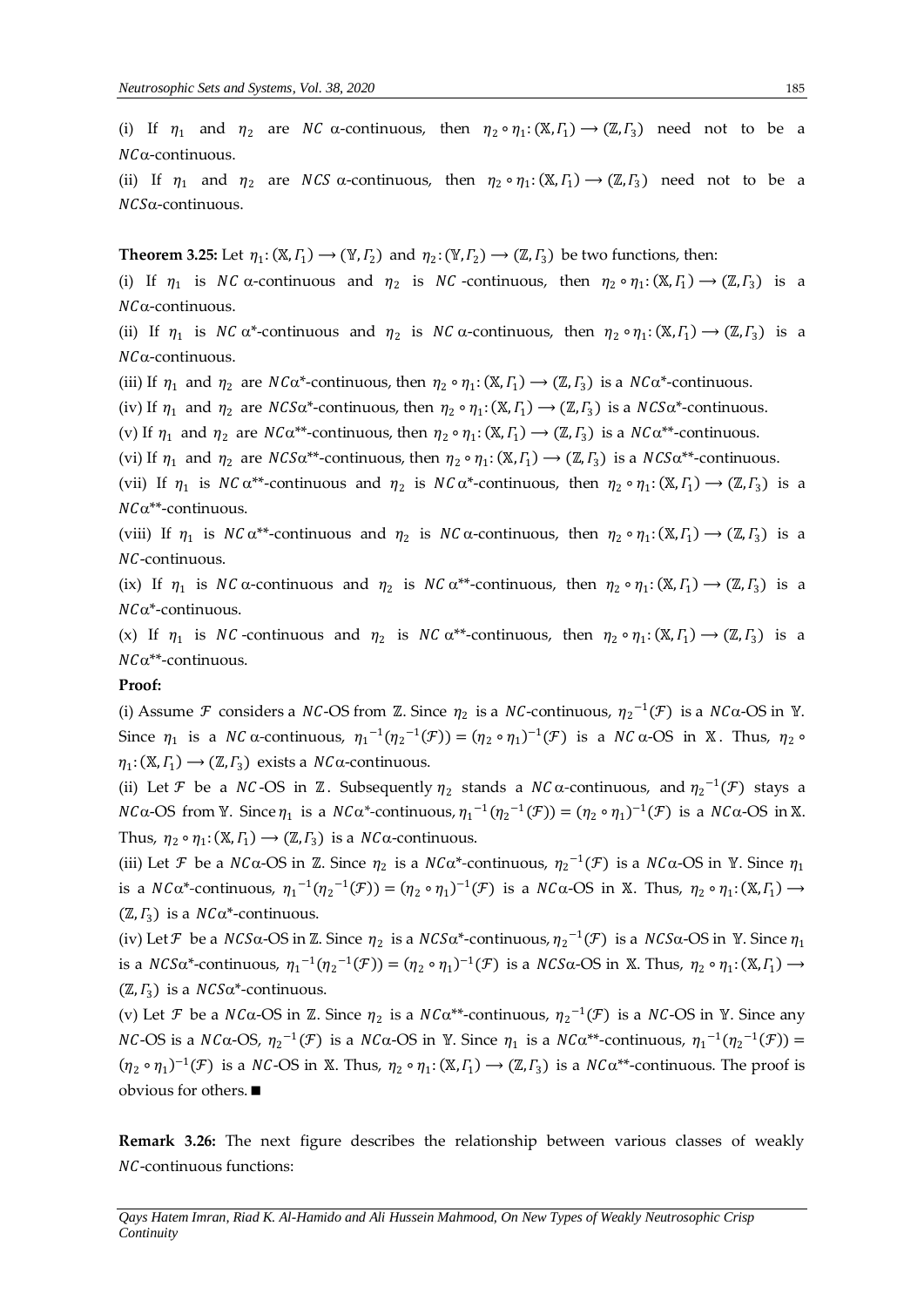(i) If $\eta_1$ and $\eta_2$ are $NC$ α-continuous, then $\eta_2 \circ \eta_1: (\mathbb{X}, \Gamma_1) \longrightarrow (\mathbb{Z}, \Gamma_3)$ need not to be a $NC$α-continuous.

(ii) If $\eta_1$ and $\eta_2$ are $NCS$ α-continuous, then $\eta_2 \circ \eta_1: (\mathbb{X}, \Gamma_1) \longrightarrow (\mathbb{Z}, \Gamma_3)$ need not to be a $NCS$α-continuous.

**Theorem 3.25:** Let $\eta_1: (\mathbb{X}, \Gamma_1) \longrightarrow (\mathbb{Y}, \Gamma_2)$ and $\eta_2: (\mathbb{Y}, \Gamma_2) \longrightarrow (\mathbb{Z}, \Gamma_3)$ be two functions, then:

(i) If $\eta_1$ is $NC$ α-continuous and $\eta_2$ is $NC$ -continuous, then $\eta_2 \circ \eta_1: (\mathbb{X}, \Gamma_1) \longrightarrow (\mathbb{Z}, \Gamma_3)$ is a $NC$α-continuous.

(ii) If $\eta_1$ is $NC$ α*-continuous and $\eta_2$ is $NC$ α-continuous, then $\eta_2 \circ \eta_1: (\mathbb{X}, \Gamma_1) \longrightarrow (\mathbb{Z}, \Gamma_3)$ is a $NC$α-continuous.

(iii) If $\eta_1$ and $\eta_2$ are $NC$α*-continuous, then $\eta_2 \circ \eta_1: (\mathbb{X}, \Gamma_1) \longrightarrow (\mathbb{Z}, \Gamma_3)$ is a $NC$α*-continuous.

(iv) If $\eta_1$ and $\eta_2$ are $NCS$α*-continuous, then $\eta_2 \circ \eta_1: (\mathbb{X}, \Gamma_1) \longrightarrow (\mathbb{Z}, \Gamma_3)$ is a $NCS$α*-continuous.

(v) If $\eta_1$ and $\eta_2$ are $NC$α**-continuous, then $\eta_2 \circ \eta_1: (\mathbb{X}, \Gamma_1) \longrightarrow (\mathbb{Z}, \Gamma_3)$ is a $NC$α**-continuous.

(vi) If $\eta_1$ and $\eta_2$ are $NCS$α**-continuous, then $\eta_2 \circ \eta_1: (\mathbb{X}, \Gamma_1) \longrightarrow (\mathbb{Z}, \Gamma_3)$ is a $NCS$α**-continuous.

(vii) If $\eta_1$ is $NC$ α**-continuous and $\eta_2$ is $NC$ α*-continuous, then $\eta_2 \circ \eta_1: (\mathbb{X}, \Gamma_1) \longrightarrow (\mathbb{Z}, \Gamma_3)$ is a $NC$α**-continuous.

(viii) If $\eta_1$ is $NC$ α**-continuous and $\eta_2$ is $NC$ α-continuous, then $\eta_2 \circ \eta_1: (\mathbb{X}, \Gamma_1) \longrightarrow (\mathbb{Z}, \Gamma_3)$ is a $NC$-continuous.

(ix) If $\eta_1$ is $NC$ α-continuous and $\eta_2$ is $NC$ α**-continuous, then $\eta_2 \circ \eta_1: (\mathbb{X}, \Gamma_1) \longrightarrow (\mathbb{Z}, \Gamma_3)$ is a $NC$α*-continuous.

(x) If $\eta_1$ is $NC$ -continuous and $\eta_2$ is $NC$ α**-continuous, then $\eta_2 \circ \eta_1: (\mathbb{X}, \Gamma_1) \longrightarrow (\mathbb{Z}, \Gamma_3)$ is a $NC$α**-continuous.

**Proof:**

(i) Assume $\mathcal{F}$ considers a $NC$-OS from $\mathbb{Z}$. Since $\eta_2$ is a $NC$-continuous, ${\eta_2}^{-1}(\mathcal{F})$ is a $NC$α-OS in $\mathbb{Y}$. Since $\eta_1$ is a $NC$ α-continuous, ${\eta_1}^{-1}({\eta_2}^{-1}(\mathcal{F})) = (\eta_2 \circ \eta_1)^{-1}(\mathcal{F})$ is a $NC$ α-OS in $\mathbb{X}$. Thus, $\eta_2 \circ \eta_1: (\mathbb{X}, \Gamma_1) \longrightarrow (\mathbb{Z}, \Gamma_3)$ exists a $NC$α-continuous.

(ii) Let $\mathcal{F}$ be a $NC$-OS in $\mathbb{Z}$. Subsequently $\eta_2$ stands a $NC$α-continuous, and ${\eta_2}^{-1}(\mathcal{F})$ stays a $NC$α-OS from $\mathbb{Y}$. Since $\eta_1$ is a $NC$α*-continuous, ${\eta_1}^{-1}({\eta_2}^{-1}(\mathcal{F})) = (\eta_2 \circ \eta_1)^{-1}(\mathcal{F})$ is a $NC$α-OS in $\mathbb{X}$. Thus, $\eta_2 \circ \eta_1: (\mathbb{X}, \Gamma_1) \longrightarrow (\mathbb{Z}, \Gamma_3)$ is a $NC$α-continuous.

(iii) Let $\mathcal{F}$ be a $NC$α-OS in $\mathbb{Z}$. Since $\eta_2$ is a $NC$α*-continuous, ${\eta_2}^{-1}(\mathcal{F})$ is a $NC$α-OS in $\mathbb{Y}$. Since $\eta_1$ is a $NC$α*-continuous, ${\eta_1}^{-1}({\eta_2}^{-1}(\mathcal{F})) = (\eta_2 \circ \eta_1)^{-1}(\mathcal{F})$ is a $NC$α-OS in $\mathbb{X}$. Thus, $\eta_2 \circ \eta_1: (\mathbb{X}, \Gamma_1) \longrightarrow (\mathbb{Z}, \Gamma_3)$ is a $NC$α*-continuous.

(iv) Let $\mathcal{F}$ be a $NCS$α-OS in $\mathbb{Z}$. Since $\eta_2$ is a $NCS$α*-continuous, ${\eta_2}^{-1}(\mathcal{F})$ is a $NCS$α-OS in $\mathbb{Y}$. Since $\eta_1$ is a $NCS$α*-continuous, ${\eta_1}^{-1}({\eta_2}^{-1}(\mathcal{F})) = (\eta_2 \circ \eta_1)^{-1}(\mathcal{F})$ is a $NCS$α-OS in $\mathbb{X}$. Thus, $\eta_2 \circ \eta_1: (\mathbb{X}, \Gamma_1) \longrightarrow (\mathbb{Z}, \Gamma_3)$ is a $NCS$α*-continuous.

(v) Let $\mathcal{F}$ be a $NC$α-OS in $\mathbb{Z}$. Since $\eta_2$ is a $NC$α**-continuous, ${\eta_2}^{-1}(\mathcal{F})$ is a $NC$-OS in $\mathbb{Y}$. Since any $NC$-OS is a $NC$α-OS, ${\eta_2}^{-1}(\mathcal{F})$ is a $NC$α-OS in $\mathbb{Y}$. Since $\eta_1$ is a $NC$α**-continuous, ${\eta_1}^{-1}({\eta_2}^{-1}(\mathcal{F})) = (\eta_2 \circ \eta_1)^{-1}(\mathcal{F})$ is a $NC$-OS in $\mathbb{X}$. Thus, $\eta_2 \circ \eta_1: (\mathbb{X}, \Gamma_1) \longrightarrow (\mathbb{Z}, \Gamma_3)$ is a $NC$α**-continuous. The proof is obvious for others. ■

**Remark 3.26:** The next figure describes the relationship between various classes of weakly $NC$-continuous functions: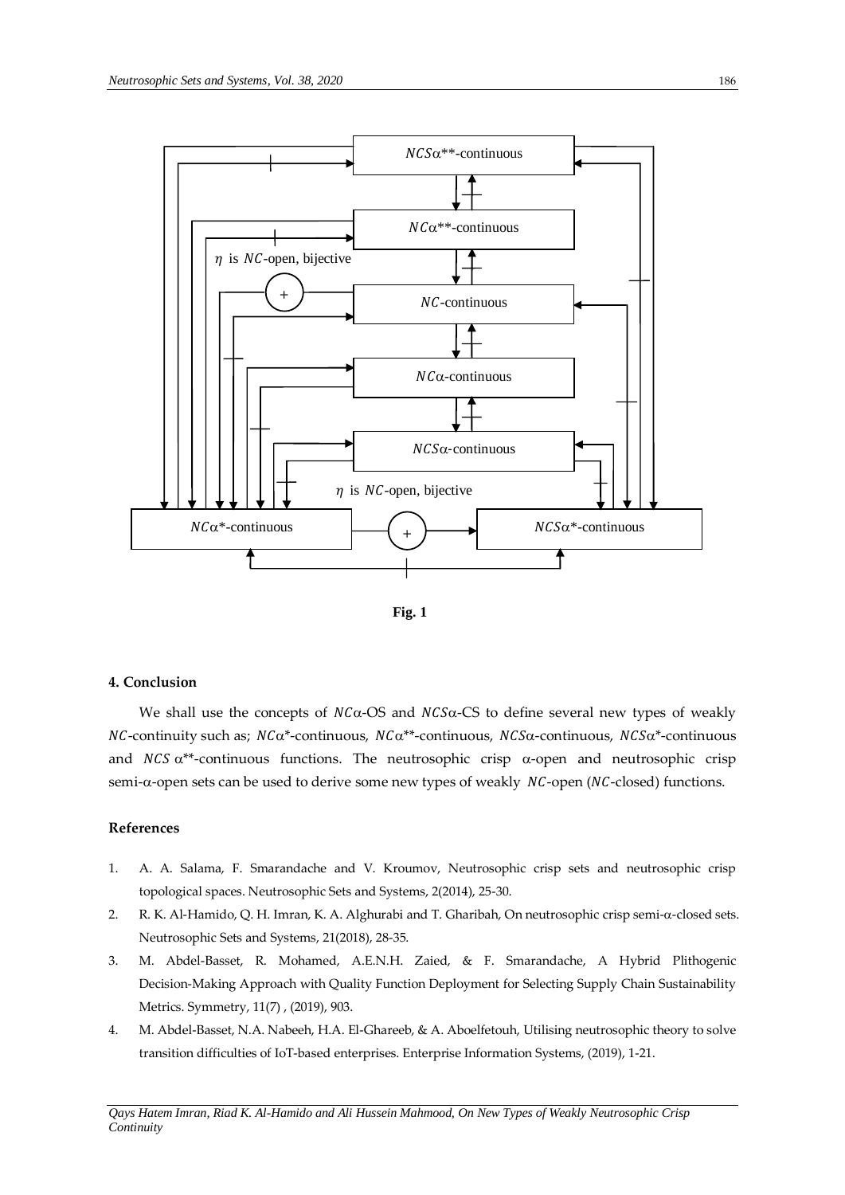$NCS\alpha^{**}$-continuous

$NC\alpha^{**}$-continuous

$\eta$ is $NC$-open, bijective

$NC$-continuous

$NC\alpha$-continuous

$NCS\alpha$-continuous

$\eta$ is $NC$-open, bijective

$NC\alpha^{*}$-continuous

$NCS\alpha^{*}$-continuous

**Fig. 1**

## 4. Conclusion

We shall use the concepts of $NC\alpha$-OS and $NCS\alpha$-CS to define several new types of weakly $NC$-continuity such as; $NC\alpha^{*}$-continuous, $NC\alpha^{**}$-continuous, $NCS\alpha$-continuous, $NCS\alpha^{*}$-continuous and $NCS\ \alpha^{**}$-continuous functions. The neutrosophic crisp $\alpha$-open and neutrosophic crisp semi-$\alpha$-open sets can be used to derive some new types of weakly $NC$-open ($NC$-closed) functions.

## References

1. A. A. Salama, F. Smarandache and V. Kroumov, Neutrosophic crisp sets and neutrosophic crisp topological spaces. Neutrosophic Sets and Systems, 2(2014), 25-30.
2. R. K. Al-Hamido, Q. H. Imran, K. A. Alghurabi and T. Gharibah, On neutrosophic crisp semi-$\alpha$-closed sets. Neutrosophic Sets and Systems, 21(2018), 28-35.
3. M. Abdel-Basset, R. Mohamed, A.E.N.H. Zaied, & F. Smarandache, A Hybrid Plithogenic Decision-Making Approach with Quality Function Deployment for Selecting Supply Chain Sustainability Metrics. Symmetry, 11(7) , (2019), 903.
4. M. Abdel-Basset, N.A. Nabeeh, H.A. El-Ghareeb, & A. Aboelfetouh, Utilising neutrosophic theory to solve transition difficulties of IoT-based enterprises. Enterprise Information Systems, (2019), 1-21.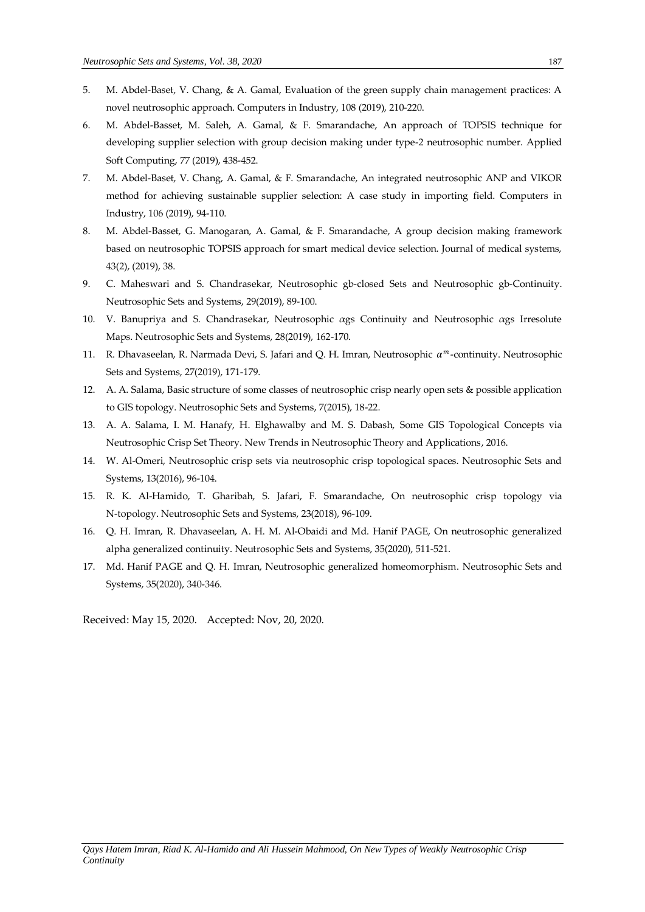5. M. Abdel-Baset, V. Chang, & A. Gamal, Evaluation of the green supply chain management practices: A novel neutrosophic approach. Computers in Industry, 108 (2019), 210-220.
6. M. Abdel-Basset, M. Saleh, A. Gamal, & F. Smarandache, An approach of TOPSIS technique for developing supplier selection with group decision making under type-2 neutrosophic number. Applied Soft Computing, 77 (2019), 438-452.
7. M. Abdel-Baset, V. Chang, A. Gamal, & F. Smarandache, An integrated neutrosophic ANP and VIKOR method for achieving sustainable supplier selection: A case study in importing field. Computers in Industry, 106 (2019), 94-110.
8. M. Abdel-Basset, G. Manogaran, A. Gamal, & F. Smarandache, A group decision making framework based on neutrosophic TOPSIS approach for smart medical device selection. Journal of medical systems, 43(2), (2019), 38.
9. C. Maheswari and S. Chandrasekar, Neutrosophic gb-closed Sets and Neutrosophic gb-Continuity. Neutrosophic Sets and Systems, 29(2019), 89-100.
10. V. Banupriya and S. Chandrasekar, Neutrosophic $\alpha$gs Continuity and Neutrosophic $\alpha$gs Irresolute Maps. Neutrosophic Sets and Systems, 28(2019), 162-170.
11. R. Dhavaseelan, R. Narmada Devi, S. Jafari and Q. H. Imran, Neutrosophic $\alpha^m$-continuity. Neutrosophic Sets and Systems, 27(2019), 171-179.
12. A. A. Salama, Basic structure of some classes of neutrosophic crisp nearly open sets & possible application to GIS topology. Neutrosophic Sets and Systems, 7(2015), 18-22.
13. A. A. Salama, I. M. Hanafy, H. Elghawalby and M. S. Dabash, Some GIS Topological Concepts via Neutrosophic Crisp Set Theory. New Trends in Neutrosophic Theory and Applications, 2016.
14. W. Al-Omeri, Neutrosophic crisp sets via neutrosophic crisp topological spaces. Neutrosophic Sets and Systems, 13(2016), 96-104.
15. R. K. Al-Hamido, T. Gharibah, S. Jafari, F. Smarandache, On neutrosophic crisp topology via N-topology. Neutrosophic Sets and Systems, 23(2018), 96-109.
16. Q. H. Imran, R. Dhavaseelan, A. H. M. Al-Obaidi and Md. Hanif PAGE, On neutrosophic generalized alpha generalized continuity. Neutrosophic Sets and Systems, 35(2020), 511-521.
17. Md. Hanif PAGE and Q. H. Imran, Neutrosophic generalized homeomorphism. Neutrosophic Sets and Systems, 35(2020), 340-346.

Received: May 15, 2020. Accepted: Nov, 20, 2020.